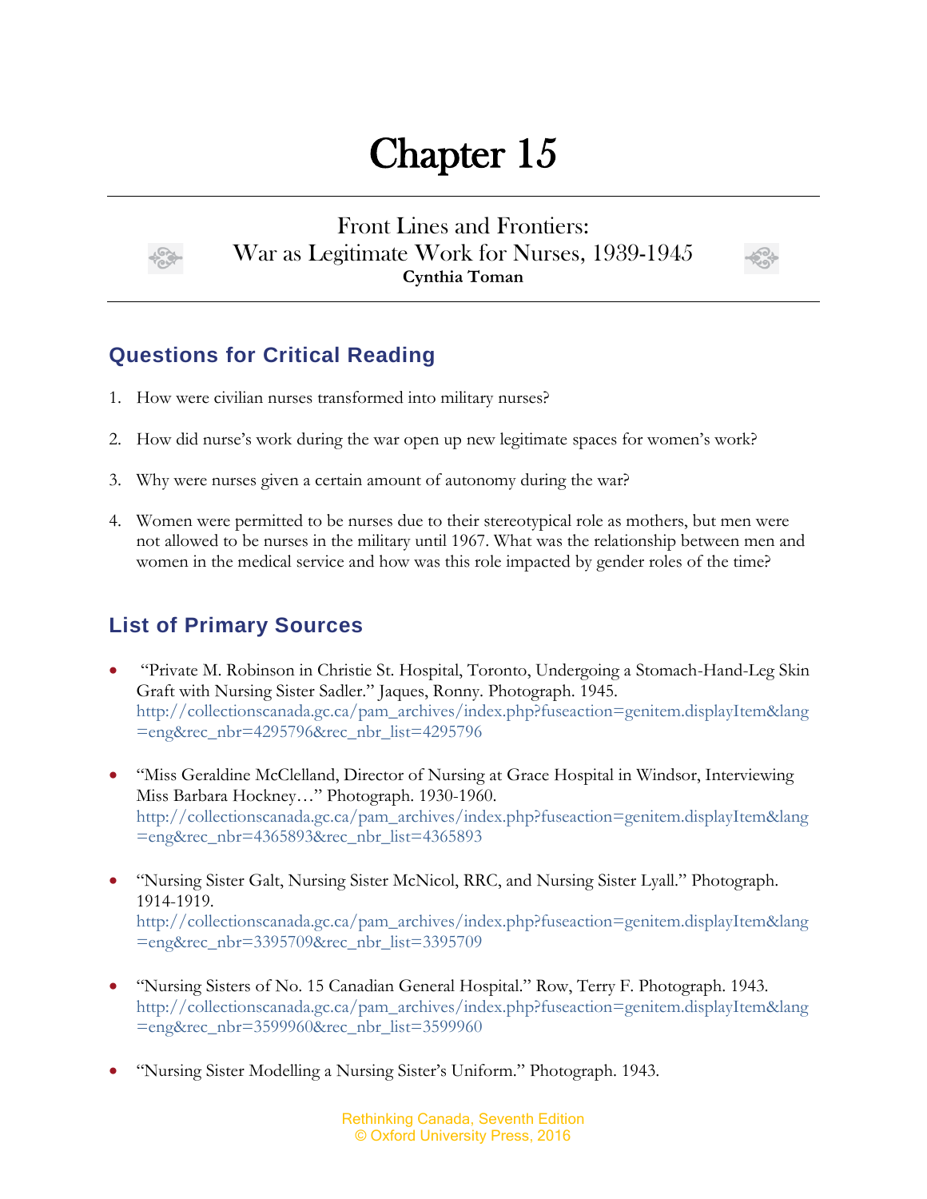# Chapter 15

## Front Lines and Frontiers: War as Legitimate Work for Nurses, 1939-1945

**Cynthia Toman**

## Questions for Critical Reading

1. How were civilian nurses transformed into military nurses?

2. How did nurse's work during the war open up new legitimate spaces for women's work?

3. Why were nurses given a certain amount of autonomy during the war?

4. Women were permitted to be nurses due to their stereotypical role as mothers, but men were not allowed to be nurses in the military until 1967. What was the relationship between men and women in the medical service and how was this role impacted by gender roles of the time?

## List of Primary Sources

- "Private M. Robinson in Christie St. Hospital, Toronto, Undergoing a Stomach-Hand-Leg Skin Graft with Nursing Sister Sadler." Jaques, Ronny. Photograph. 1945. http://collectionscanada.gc.ca/pam_archives/index.php?fuseaction=genitem.displayItem&lang=eng&rec_nbr=4295796&rec_nbr_list=4295796

- "Miss Geraldine McClelland, Director of Nursing at Grace Hospital in Windsor, Interviewing Miss Barbara Hockney…" Photograph. 1930-1960. http://collectionscanada.gc.ca/pam_archives/index.php?fuseaction=genitem.displayItem&lang=eng&rec_nbr=4365893&rec_nbr_list=4365893

- "Nursing Sister Galt, Nursing Sister McNicol, RRC, and Nursing Sister Lyall." Photograph. 1914-1919. http://collectionscanada.gc.ca/pam_archives/index.php?fuseaction=genitem.displayItem&lang=eng&rec_nbr=3395709&rec_nbr_list=3395709

- "Nursing Sisters of No. 15 Canadian General Hospital." Row, Terry F. Photograph. 1943. http://collectionscanada.gc.ca/pam_archives/index.php?fuseaction=genitem.displayItem&lang=eng&rec_nbr=3599960&rec_nbr_list=3599960

- "Nursing Sister Modelling a Nursing Sister's Uniform." Photograph. 1943.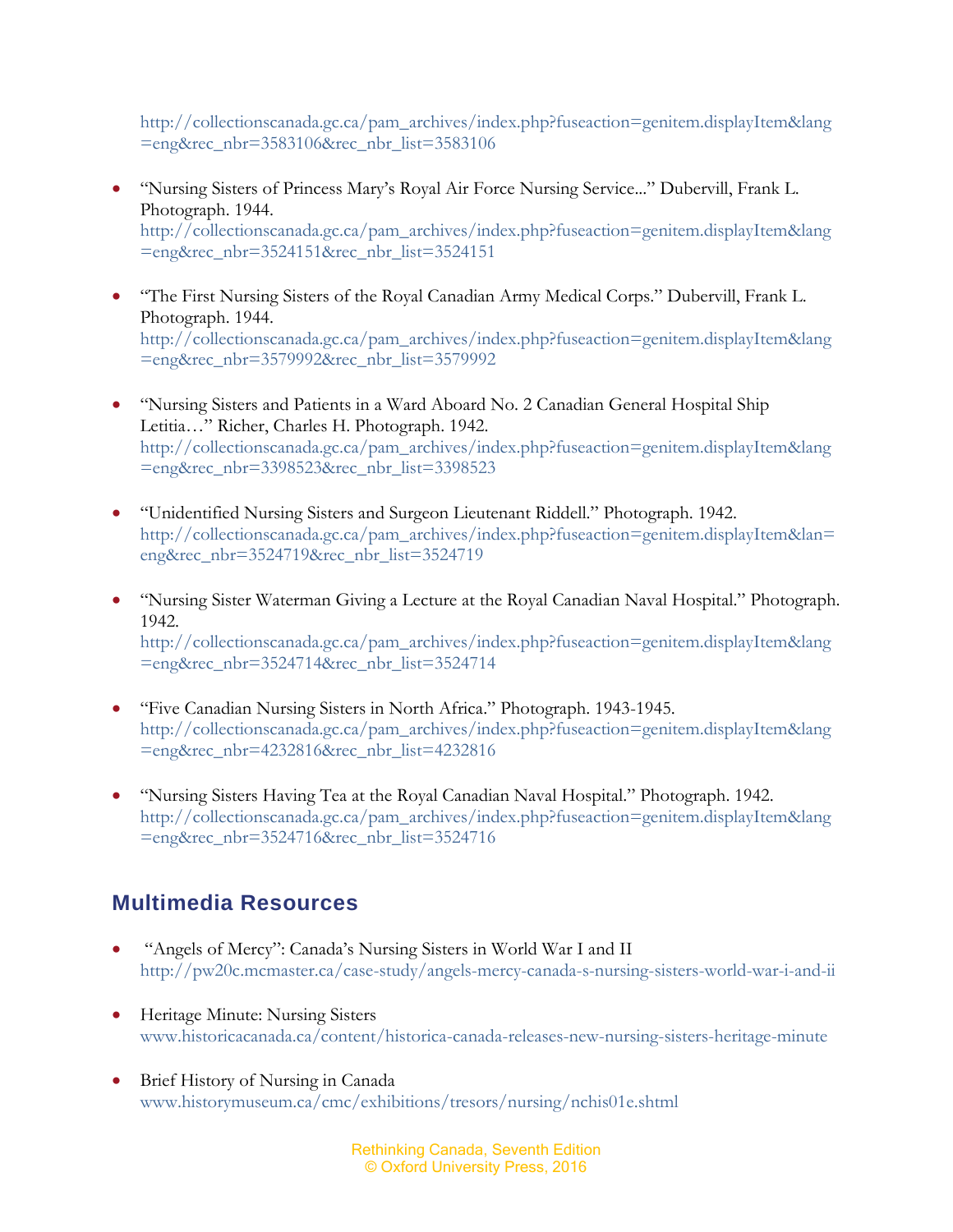http://collectionscanada.gc.ca/pam_archives/index.php?fuseaction=genitem.displayItem&lang=eng&rec_nbr=3583106&rec_nbr_list=3583106

- "Nursing Sisters of Princess Mary's Royal Air Force Nursing Service..." Dubervill, Frank L. Photograph. 1944.
  http://collectionscanada.gc.ca/pam_archives/index.php?fuseaction=genitem.displayItem&lang=eng&rec_nbr=3524151&rec_nbr_list=3524151

- "The First Nursing Sisters of the Royal Canadian Army Medical Corps." Dubervill, Frank L. Photograph. 1944.
  http://collectionscanada.gc.ca/pam_archives/index.php?fuseaction=genitem.displayItem&lang=eng&rec_nbr=3579992&rec_nbr_list=3579992

- "Nursing Sisters and Patients in a Ward Aboard No. 2 Canadian General Hospital Ship Letitia…" Richer, Charles H. Photograph. 1942.
  http://collectionscanada.gc.ca/pam_archives/index.php?fuseaction=genitem.displayItem&lang=eng&rec_nbr=3398523&rec_nbr_list=3398523

- "Unidentified Nursing Sisters and Surgeon Lieutenant Riddell." Photograph. 1942.
  http://collectionscanada.gc.ca/pam_archives/index.php?fuseaction=genitem.displayItem&lan=eng&rec_nbr=3524719&rec_nbr_list=3524719

- "Nursing Sister Waterman Giving a Lecture at the Royal Canadian Naval Hospital." Photograph. 1942.
  http://collectionscanada.gc.ca/pam_archives/index.php?fuseaction=genitem.displayItem&lang=eng&rec_nbr=3524714&rec_nbr_list=3524714

- "Five Canadian Nursing Sisters in North Africa." Photograph. 1943-1945.
  http://collectionscanada.gc.ca/pam_archives/index.php?fuseaction=genitem.displayItem&lang=eng&rec_nbr=4232816&rec_nbr_list=4232816

- "Nursing Sisters Having Tea at the Royal Canadian Naval Hospital." Photograph. 1942.
  http://collectionscanada.gc.ca/pam_archives/index.php?fuseaction=genitem.displayItem&lang=eng&rec_nbr=3524716&rec_nbr_list=3524716

## Multimedia Resources

- "Angels of Mercy": Canada's Nursing Sisters in World War I and II
  http://pw20c.mcmaster.ca/case-study/angels-mercy-canada-s-nursing-sisters-world-war-i-and-ii

- Heritage Minute: Nursing Sisters
  www.historicacanada.ca/content/historica-canada-releases-new-nursing-sisters-heritage-minute

- Brief History of Nursing in Canada
  www.historymuseum.ca/cmc/exhibitions/tresors/nursing/nchis01e.shtml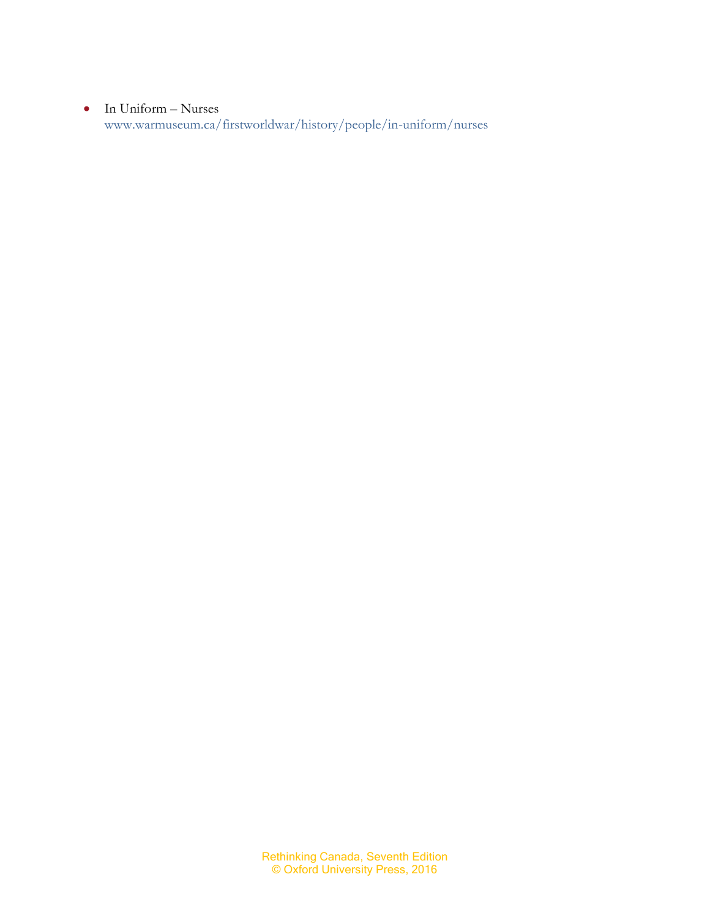- In Uniform – Nurses
  www.warmuseum.ca/firstworldwar/history/people/in-uniform/nurses